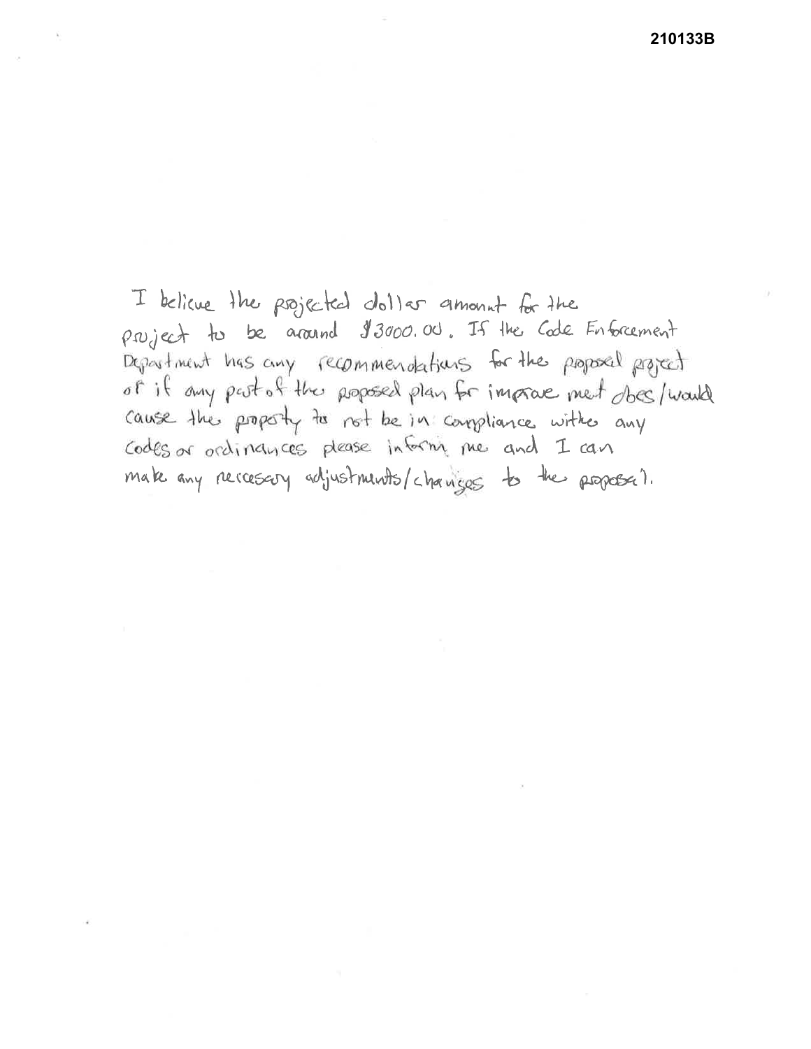**210133B**

I believe the projected dollar amount for the project to be around $3000.00. If the Code Enforcement Department has any recommendations for the proposal project or if any part of the proposed plan for improvement does/would cause the property to not be in compliance with any codes or ordinances please inform me and I can make any necessary adjustments/changes to the proposal.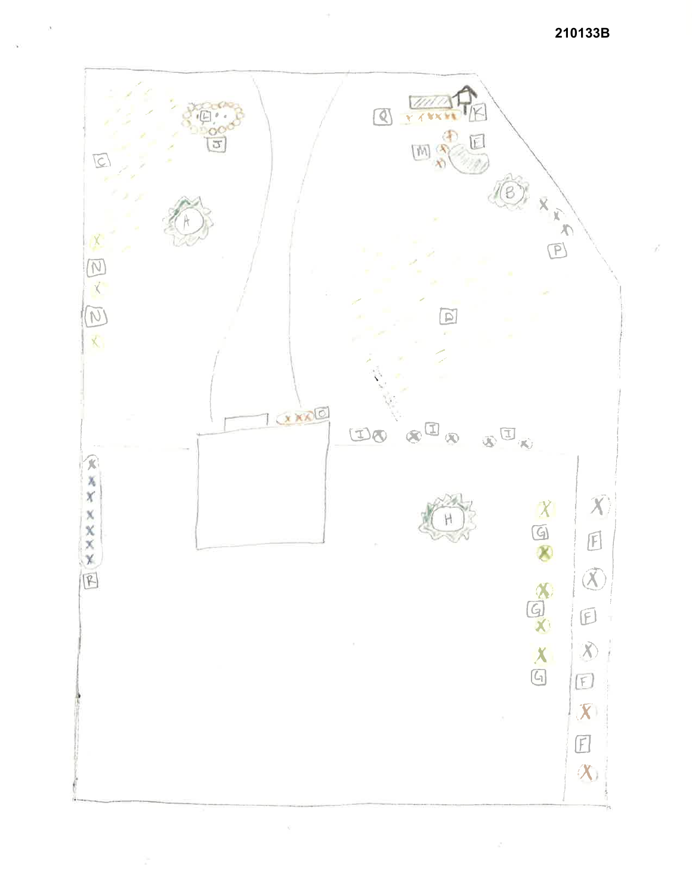210133B

Q K
E
M
J
C
B
A
P
N
N
D
O
I I I
H
F
G
F
G
R
F
G
F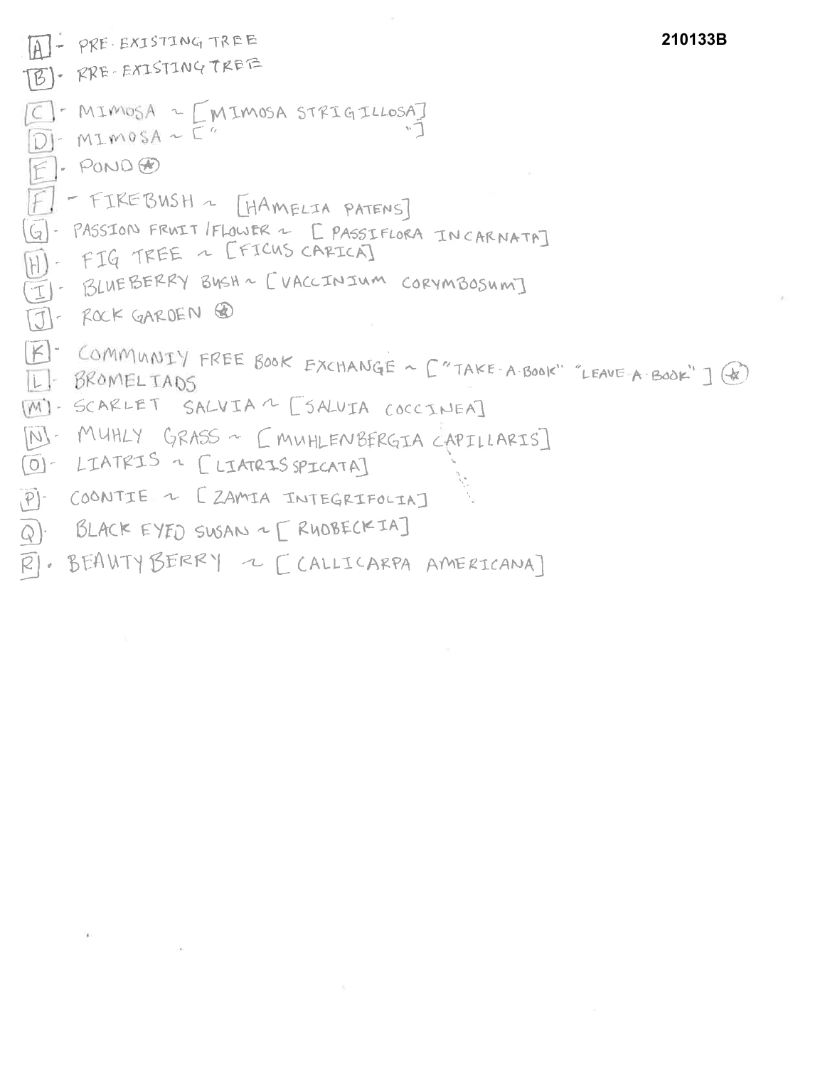210133B

[A] - PRE-EXISTING TREE
[B] - PRE-EXISTING TREE
[C] - MIMOSA ~ [MIMOSA STRIGILLOSA]
[D] - MIMOSA ~ [" "]
[E] - POND ⊛
[F] - FIREBUSH ~ [HAMELIA PATENS]
[G] - PASSION FRUIT/FLOWER ~ [PASSIFLORA INCARNATA]
[H] - FIG TREE ~ [FICUS CARICA]
[I] - BLUEBERRY BUSH ~ [VACCINIUM CORYMBOSUM]
[J] - ROCK GARDEN ⊛
[K] - COMMUNITY FREE BOOK EXCHANGE ~ ["TAKE-A-BOOK" "LEAVE-A-BOOK"] ⊛
[L] - BROMELIADS
[M] - SCARLET SALVIA ~ [SALVIA COCCINEA]
[N] - MUHLY GRASS ~ [MUHLENBERGIA CAPILLARIS]
[O] - LIATRIS ~ [LIATRIS SPICATA]
[P] - COONTIE ~ [ZAMIA INTEGRIFOLIA]
[Q] - BLACK EYED SUSAN ~ [RUDBECKIA]
[R] - BEAUTYBERRY ~ [CALLICARPA AMERICANA]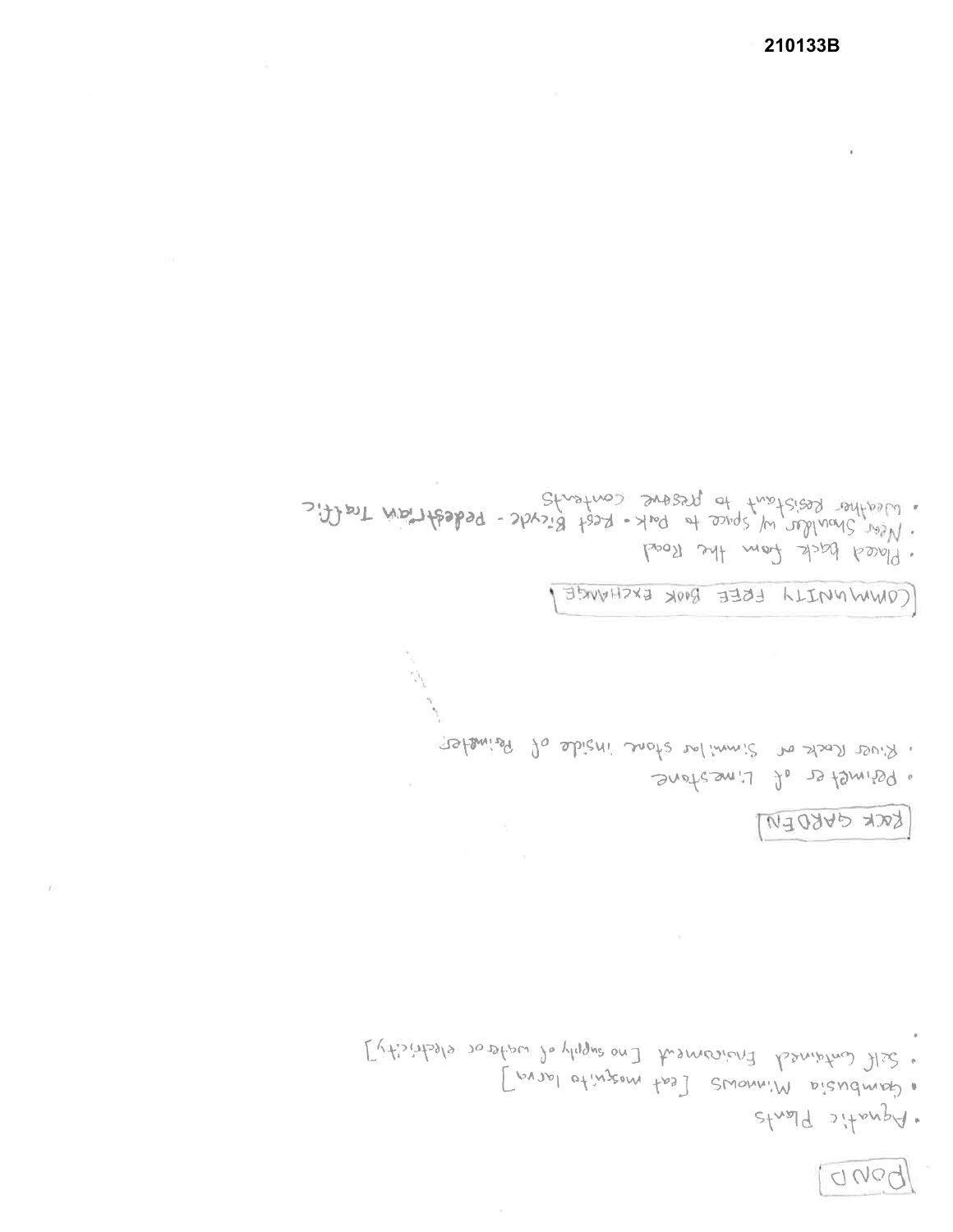**POND**

- Aquatic Plants
- Gambusia Minnows [eat mosquito larva]
- Self Contained Environment [no supply of water or electricity]

**ROCK GARDEN**

- Perimeter of Limestone
- River Rock or Simmilar stone inside of Perimeter

**COMMUNITY FREE BOOK EXCHANGE**

- Placed back from the Road
- Near Shoulder w/ space to Park • Rest Bicycle - Pedestrian Traffic
- Weather Resistant to preserve contents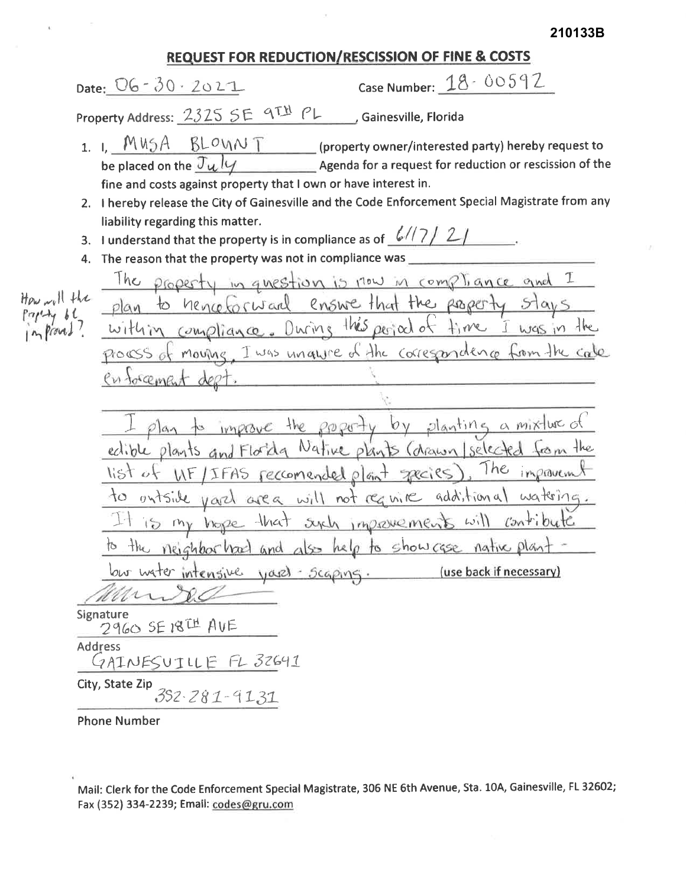210133B

## REQUEST FOR REDUCTION/RESCISSION OF FINE & COSTS

Date: 06-30-2021 Case Number: 18-00592

Property Address: 2325 SE 9TH PL, Gainesville, Florida

1. I, MUSA BLOUNT (property owner/interested party) hereby request to be placed on the July Agenda for a request for reduction or rescission of the fine and costs against property that I own or have interest in.
2. I hereby release the City of Gainesville and the Code Enforcement Special Magistrate from any liability regarding this matter.
3. I understand that the property is in compliance as of 6/17/21.
4. The reason that the property was not in compliance was

The property in question is now in compliance and I plan to henceforward ensure that the property stays within compliance. During this period of time I was in the process of moving, I was unaware of the correspondence from the code enforcement dept.

How will the Property be improved?

I plan to improve the property by planting a mixture of edible plants and Florida Native plants (drawn/selected from the list of UF/IFAS reccomended plant species). The improvement to outside yard area will not require additional watering. It is my hope that such improvements will contibute to the neighborhood and also help to showcase native plant - low water intensive yard-scaping. (use back if necessary)

Signature

2960 SE 18TH AVE
Address

GAINESVILLE FL 32641
City, State Zip

352-281-9131
Phone Number

Mail: Clerk for the Code Enforcement Special Magistrate, 306 NE 6th Avenue, Sta. 10A, Gainesville, FL 32602; Fax (352) 334-2239; Email: codes@gru.com